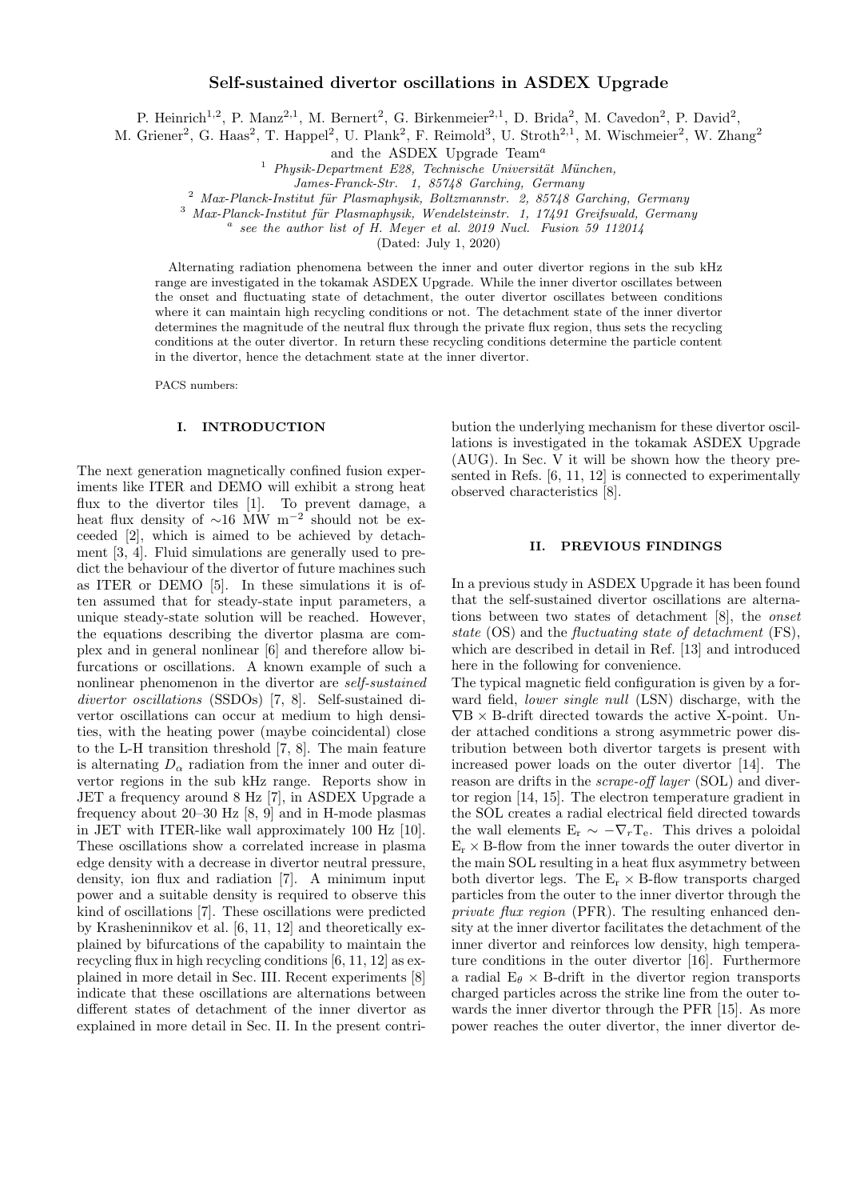# Self-sustained divertor oscillations in ASDEX Upgrade

P. Heinrich[1,2], P. Manz[2,1], M. Bernert[2], G. Birkenmeier[2,1], D. Brida[2], M. Cavedon[2], P. David[2], M. Griener[2], G. Haas[2], T. Happel[2], U. Plank[2], F. Reimold[3], U. Stroth[2,1], M. Wischmeier[2], W. Zhang[2] and the ASDEX Upgrade Team[a]

[1] *Physik-Department E28, Technische Universität München, James-Franck-Str. 1, 85748 Garching, Germany*

[2] *Max-Planck-Institut für Plasmaphysik, Boltzmannstr. 2, 85748 Garching, Germany*

[3] *Max-Planck-Institut für Plasmaphysik, Wendelsteinstr. 1, 17491 Greifswald, Germany*

[a] *see the author list of H. Meyer et al. 2019 Nucl. Fusion 59 112014*

(Dated: July 1, 2020)

Alternating radiation phenomena between the inner and outer divertor regions in the sub kHz range are investigated in the tokamak ASDEX Upgrade. While the inner divertor oscillates between the onset and fluctuating state of detachment, the outer divertor oscillates between conditions where it can maintain high recycling conditions or not. The detachment state of the inner divertor determines the magnitude of the neutral flux through the private flux region, thus sets the recycling conditions at the outer divertor. In return these recycling conditions determine the particle content in the divertor, hence the detachment state at the inner divertor.

PACS numbers:

## I. INTRODUCTION

The next generation magnetically confined fusion experiments like ITER and DEMO will exhibit a strong heat flux to the divertor tiles [1]. To prevent damage, a heat flux density of $\sim$16 MW m$^{-2}$ should not be exceeded [2], which is aimed to be achieved by detachment [3, 4]. Fluid simulations are generally used to predict the behaviour of the divertor of future machines such as ITER or DEMO [5]. In these simulations it is often assumed that for steady-state input parameters, a unique steady-state solution will be reached. However, the equations describing the divertor plasma are complex and in general nonlinear [6] and therefore allow bifurcations or oscillations. A known example of such a nonlinear phenomenon in the divertor are *self-sustained divertor oscillations* (SSDOs) [7, 8]. Self-sustained divertor oscillations can occur at medium to high densities, with the heating power (maybe coincidental) close to the L-H transition threshold [7, 8]. The main feature is alternating $D_\alpha$ radiation from the inner and outer divertor regions in the sub kHz range. Reports show in JET a frequency around 8 Hz [7], in ASDEX Upgrade a frequency about 20–30 Hz [8, 9] and in H-mode plasmas in JET with ITER-like wall approximately 100 Hz [10]. These oscillations show a correlated increase in plasma edge density with a decrease in divertor neutral pressure, density, ion flux and radiation [7]. A minimum input power and a suitable density is required to observe this kind of oscillations [7]. These oscillations were predicted by Krasheninnikov et al. [6, 11, 12] and theoretically explained by bifurcations of the capability to maintain the recycling flux in high recycling conditions [6, 11, 12] as explained in more detail in Sec. III. Recent experiments [8] indicate that these oscillations are alternations between different states of detachment of the inner divertor as explained in more detail in Sec. II. In the present contribution the underlying mechanism for these divertor oscillations is investigated in the tokamak ASDEX Upgrade (AUG). In Sec. V it will be shown how the theory presented in Refs. [6, 11, 12] is connected to experimentally observed characteristics [8].

## II. PREVIOUS FINDINGS

In a previous study in ASDEX Upgrade it has been found that the self-sustained divertor oscillations are alternations between two states of detachment [8], the *onset state* (OS) and the *fluctuating state of detachment* (FS), which are described in detail in Ref. [13] and introduced here in the following for convenience.

The typical magnetic field configuration is given by a forward field, *lower single null* (LSN) discharge, with the $\nabla$B $\times$ B-drift directed towards the active X-point. Under attached conditions a strong asymmetric power distribution between both divertor targets is present with increased power loads on the outer divertor [14]. The reason are drifts in the *scrape-off layer* (SOL) and divertor region [14, 15]. The electron temperature gradient in the SOL creates a radial electrical field directed towards the wall elements $E_r \sim -\nabla_r T_e$. This drives a poloidal $E_r \times$ B-flow from the inner towards the outer divertor in the main SOL resulting in a heat flux asymmetry between both divertor legs. The $E_r \times$ B-flow transports charged particles from the outer to the inner divertor through the *private flux region* (PFR). The resulting enhanced density at the inner divertor facilitates the detachment of the inner divertor and reinforces low density, high temperature conditions in the outer divertor [16]. Furthermore a radial $E_\theta \times$ B-drift in the divertor region transports charged particles across the strike line from the outer towards the inner divertor through the PFR [15]. As more power reaches the outer divertor, the inner divertor de-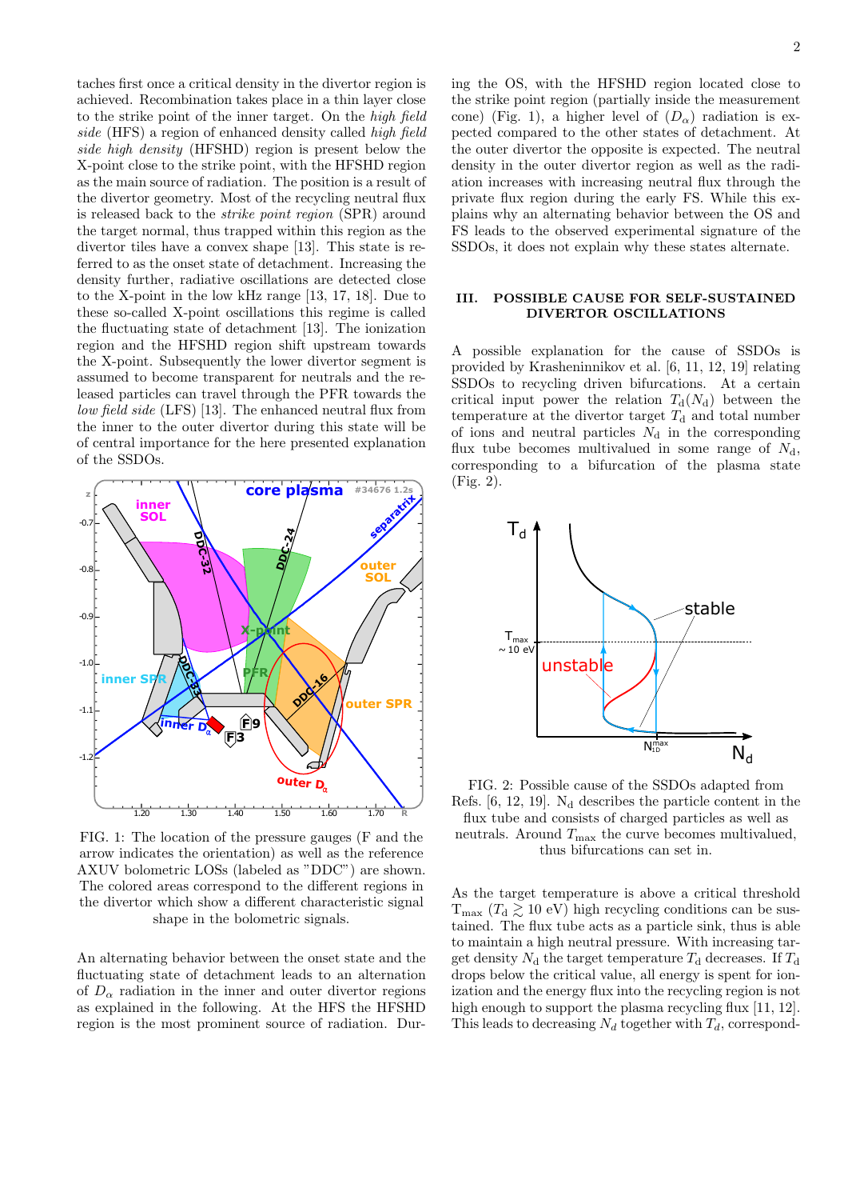taches first once a critical density in the divertor region is achieved. Recombination takes place in a thin layer close to the strike point of the inner target. On the *high field side* (HFS) a region of enhanced density called *high field side high density* (HFSHD) region is present below the X-point close to the strike point, with the HFSHD region as the main source of radiation. The position is a result of the divertor geometry. Most of the recycling neutral flux is released back to the *strike point region* (SPR) around the target normal, thus trapped within this region as the divertor tiles have a convex shape [13]. This state is referred to as the onset state of detachment. Increasing the density further, radiative oscillations are detected close to the X-point in the low kHz range [13, 17, 18]. Due to these so-called X-point oscillations this regime is called the fluctuating state of detachment [13]. The ionization region and the HFSHD region shift upstream towards the X-point. Subsequently the lower divertor segment is assumed to become transparent for neutrals and the released particles can travel through the PFR towards the *low field side* (LFS) [13]. The enhanced neutral flux from the inner to the outer divertor during this state will be of central importance for the here presented explanation of the SSDOs.

FIG. 1: The location of the pressure gauges (F and the arrow indicates the orientation) as well as the reference AXUV bolometric LOSs (labeled as "DDC") are shown. The colored areas correspond to the different regions in the divertor which show a different characteristic signal shape in the bolometric signals.

An alternating behavior between the onset state and the fluctuating state of detachment leads to an alternation of $D_\alpha$ radiation in the inner and outer divertor regions as explained in the following. At the HFS the HFSHD region is the most prominent source of radiation. During the OS, with the HFSHD region located close to the strike point region (partially inside the measurement cone) (Fig. 1), a higher level of ($D_\alpha$) radiation is expected compared to the other states of detachment. At the outer divertor the opposite is expected. The neutral density in the outer divertor region as well as the radiation increases with increasing neutral flux through the private flux region during the early FS. While this explains why an alternating behavior between the OS and FS leads to the observed experimental signature of the SSDOs, it does not explain why these states alternate.

## III. POSSIBLE CAUSE FOR SELF-SUSTAINED DIVERTOR OSCILLATIONS

A possible explanation for the cause of SSDOs is provided by Krasheninnikov et al. [6, 11, 12, 19] relating SSDOs to recycling driven bifurcations. At a certain critical input power the relation $T_\mathrm{d}(N_\mathrm{d})$ between the temperature at the divertor target $T_\mathrm{d}$ and total number of ions and neutral particles $N_\mathrm{d}$ in the corresponding flux tube becomes multivalued in some range of $N_\mathrm{d}$, corresponding to a bifurcation of the plasma state (Fig. 2).

FIG. 2: Possible cause of the SSDOs adapted from Refs. [6, 12, 19]. $\mathrm{N_d}$ describes the particle content in the flux tube and consists of charged particles as well as neutrals. Around $T_{\mathrm{max}}$ the curve becomes multivalued, thus bifurcations can set in.

As the target temperature is above a critical threshold $\mathrm{T_{max}}$ ($T_\mathrm{d} \gtrsim 10$ eV) high recycling conditions can be sustained. The flux tube acts as a particle sink, thus is able to maintain a high neutral pressure. With increasing target density $N_\mathrm{d}$ the target temperature $T_\mathrm{d}$ decreases. If $T_\mathrm{d}$ drops below the critical value, all energy is spent for ionization and the energy flux into the recycling region is not high enough to support the plasma recycling flux [11, 12]. This leads to decreasing $N_d$ together with $T_d$, correspond-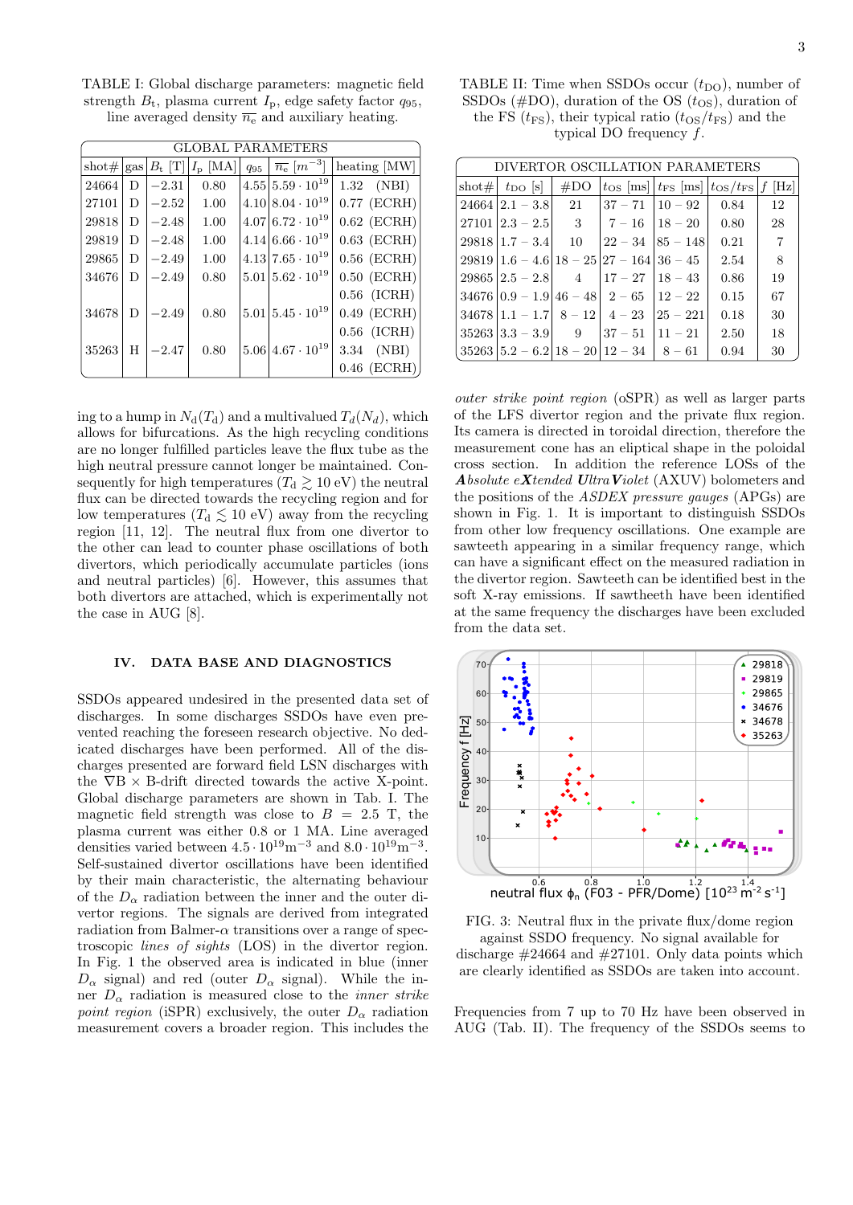TABLE I: Global discharge parameters: magnetic field strength $B_t$, plasma current $I_p$, edge safety factor $q_{95}$, line averaged density $\overline{n_e}$ and auxiliary heating.

| GLOBAL PARAMETERS | | | | | | |
|---|---|---|---|---|---|---|
| shot# | gas | $B_t$ [T] | $I_p$ [MA] | $q_{95}$ | $\overline{n_e}$ $[m^{-3}]$ | heating [MW] |
| 24664 | D | $-2.31$ | 0.80 | 4.55 | $5.59 \cdot 10^{19}$ | 1.32 (NBI) |
| 27101 | D | $-2.52$ | 1.00 | 4.10 | $8.04 \cdot 10^{19}$ | 0.77 (ECRH) |
| 29818 | D | $-2.48$ | 1.00 | 4.07 | $6.72 \cdot 10^{19}$ | 0.62 (ECRH) |
| 29819 | D | $-2.48$ | 1.00 | 4.14 | $6.66 \cdot 10^{19}$ | 0.63 (ECRH) |
| 29865 | D | $-2.49$ | 1.00 | 4.13 | $7.65 \cdot 10^{19}$ | 0.56 (ECRH) |
| 34676 | D | $-2.49$ | 0.80 | 5.01 | $5.62 \cdot 10^{19}$ | 0.50 (ECRH) |
| | | | | | | 0.56 (ICRH) |
| 34678 | D | $-2.49$ | 0.80 | 5.01 | $5.45 \cdot 10^{19}$ | 0.49 (ECRH) |
| | | | | | | 0.56 (ICRH) |
| 35263 | H | $-2.47$ | 0.80 | 5.06 | $4.67 \cdot 10^{19}$ | 3.34 (NBI) |
| | | | | | | 0.46 (ECRH) |

TABLE II: Time when SSDOs occur ($t_{DO}$), number of SSDOs (#DO), duration of the OS ($t_{OS}$), duration of the FS ($t_{FS}$), their typical ratio ($t_{OS}/t_{FS}$) and the typical DO frequency $f$.

| DIVERTOR OSCILLATION PARAMETERS | | | | | | |
|---|---|---|---|---|---|---|
| shot# | $t_{DO}$ [s] | #DO | $t_{OS}$ [ms] | $t_{FS}$ [ms] | $t_{OS}/t_{FS}$ | $f$ [Hz] |
| 24664 | $2.1 - 3.8$ | 21 | $37 - 71$ | $10 - 92$ | 0.84 | 12 |
| 27101 | $2.3 - 2.5$ | 3 | $7 - 16$ | $18 - 20$ | 0.80 | 28 |
| 29818 | $1.7 - 3.4$ | 10 | $22 - 34$ | $85 - 148$ | 0.21 | 7 |
| 29819 | $1.6 - 4.6$ | $18 - 25$ | $27 - 164$ | $36 - 45$ | 2.54 | 8 |
| 29865 | $2.5 - 2.8$ | 6 | $17 - 27$ | $18 - 43$ | 0.86 | 19 |
| 34676 | $0.9 - 1.9$ | $46 - 48$ | $2 - 65$ | $12 - 22$ | 0.15 | 67 |
| 34678 | $1.1 - 1.7$ | $8 - 12$ | $4 - 23$ | $25 - 221$ | 0.18 | 30 |
| 35263 | $3.3 - 3.9$ | 9 | $37 - 51$ | $11 - 21$ | 2.50 | 18 |
| 35263 | $5.2 - 6.2$ | $18 - 20$ | $12 - 34$ | $8 - 61$ | 0.94 | 30 |

ing to a hump in $N_d(T_d)$ and a multivalued $T_d(N_d)$, which allows for bifurcations. As the high recycling conditions are no longer fulfilled particles leave the flux tube as the high neutral pressure cannot longer be maintained. Consequently for high temperatures ($T_d \gtrsim 10$ eV) the neutral flux can be directed towards the recycling region and for low temperatures ($T_d \lesssim 10$ eV) away from the recycling region [11, 12]. The neutral flux from one divertor to the other can lead to counter phase oscillations of both divertors, which periodically accumulate particles (ions and neutral particles) [6]. However, this assumes that both divertors are attached, which is experimentally not the case in AUG [8].

## IV. DATA BASE AND DIAGNOSTICS

SSDOs appeared undesired in the presented data set of discharges. In some discharges SSDOs have even prevented reaching the foreseen research objective. No dedicated discharges have been performed. All of the discharges presented are forward field LSN discharges with the $\nabla B \times$ B-drift directed towards the active X-point. Global discharge parameters are shown in Tab. I. The magnetic field strength was close to $B = 2.5$ T, the plasma current was either 0.8 or 1 MA. Line averaged densities varied between $4.5 \cdot 10^{19}\text{m}^{-3}$ and $8.0 \cdot 10^{19}\text{m}^{-3}$. Self-sustained divertor oscillations have been identified by their main characteristic, the alternating behaviour of the $D_\alpha$ radiation between the inner and the outer divertor regions. The signals are derived from integrated radiation from Balmer-$\alpha$ transitions over a range of spectroscopic *lines of sights* (LOS) in the divertor region. In Fig. 1 the observed area is indicated in blue (inner $D_\alpha$ signal) and red (outer $D_\alpha$ signal). While the inner $D_\alpha$ radiation is measured close to the *inner strike point region* (iSPR) exclusively, the outer $D_\alpha$ radiation measurement covers a broader region. This includes the *outer strike point region* (oSPR) as well as larger parts of the LFS divertor region and the private flux region. Its camera is directed in toroidal direction, therefore the measurement cone has an eliptical shape in the poloidal cross section. In addition the reference LOSs of the ***A**bsolute e**X**tended **U**ltra**V**iolet* (AXUV) bolometers and the positions of the *ASDEX pressure gauges* (APGs) are shown in Fig. 1. It is important to distinguish SSDOs from other low frequency oscillations. One example are sawteeth appearing in a similar frequency range, which can have a significant effect on the measured radiation in the divertor region. Sawteeth can be identified best in the soft X-ray emissions. If sawtheeth have been identified at the same frequency the discharges have been excluded from the data set.

FIG. 3: Neutral flux in the private flux/dome region against SSDO frequency. No signal available for discharge #24664 and #27101. Only data points which are clearly identified as SSDOs are taken into account.

Frequencies from 7 up to 70 Hz have been observed in AUG (Tab. II). The frequency of the SSDOs seems to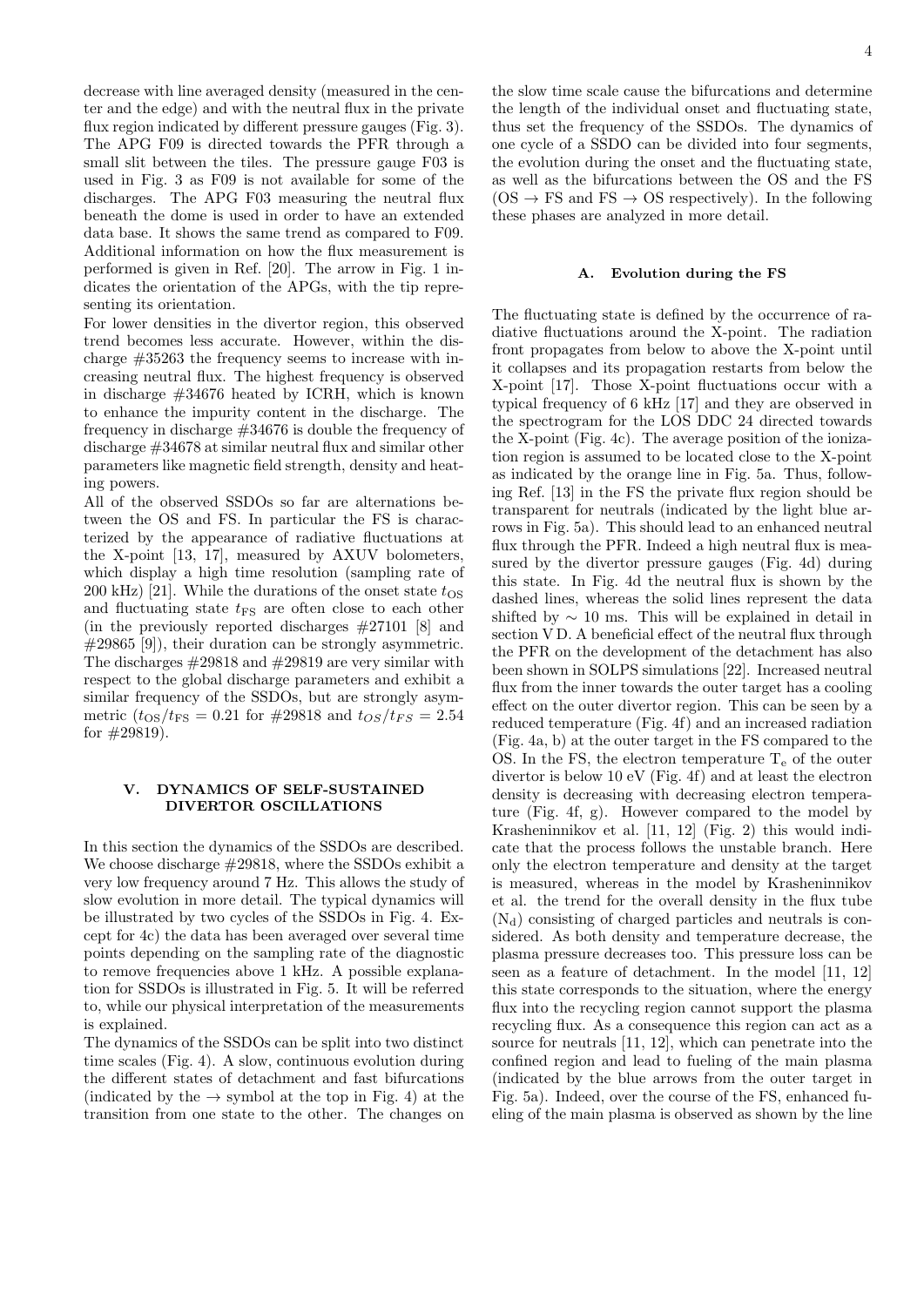decrease with line averaged density (measured in the center and the edge) and with the neutral flux in the private flux region indicated by different pressure gauges (Fig. 3). The APG F09 is directed towards the PFR through a small slit between the tiles. The pressure gauge F03 is used in Fig. 3 as F09 is not available for some of the discharges. The APG F03 measuring the neutral flux beneath the dome is used in order to have an extended data base. It shows the same trend as compared to F09. Additional information on how the flux measurement is performed is given in Ref. [20]. The arrow in Fig. 1 indicates the orientation of the APGs, with the tip representing its orientation.

For lower densities in the divertor region, this observed trend becomes less accurate. However, within the discharge #35263 the frequency seems to increase with increasing neutral flux. The highest frequency is observed in discharge #34676 heated by ICRH, which is known to enhance the impurity content in the discharge. The frequency in discharge #34676 is double the frequency of discharge #34678 at similar neutral flux and similar other parameters like magnetic field strength, density and heating powers.

All of the observed SSDOs so far are alternations between the OS and FS. In particular the FS is characterized by the appearance of radiative fluctuations at the X-point [13, 17], measured by AXUV bolometers, which display a high time resolution (sampling rate of 200 kHz) [21]. While the durations of the onset state $t_{\mathrm{OS}}$ and fluctuating state $t_{\mathrm{FS}}$ are often close to each other (in the previously reported discharges #27101 [8] and #29865 [9]), their duration can be strongly asymmetric. The discharges #29818 and #29819 are very similar with respect to the global discharge parameters and exhibit a similar frequency of the SSDOs, but are strongly asymmetric ($t_{\mathrm{OS}}/t_{\mathrm{FS}} = 0.21$ for #29818 and $t_{OS}/t_{FS} = 2.54$ for #29819).

## V. DYNAMICS OF SELF-SUSTAINED DIVERTOR OSCILLATIONS

In this section the dynamics of the SSDOs are described. We choose discharge #29818, where the SSDOs exhibit a very low frequency around 7 Hz. This allows the study of slow evolution in more detail. The typical dynamics will be illustrated by two cycles of the SSDOs in Fig. 4. Except for 4c) the data has been averaged over several time points depending on the sampling rate of the diagnostic to remove frequencies above 1 kHz. A possible explanation for SSDOs is illustrated in Fig. 5. It will be referred to, while our physical interpretation of the measurements is explained.

The dynamics of the SSDOs can be split into two distinct time scales (Fig. 4). A slow, continuous evolution during the different states of detachment and fast bifurcations (indicated by the → symbol at the top in Fig. 4) at the transition from one state to the other. The changes on the slow time scale cause the bifurcations and determine the length of the individual onset and fluctuating state, thus set the frequency of the SSDOs. The dynamics of one cycle of a SSDO can be divided into four segments, the evolution during the onset and the fluctuating state, as well as the bifurcations between the OS and the FS (OS → FS and FS → OS respectively). In the following these phases are analyzed in more detail.

### A. Evolution during the FS

The fluctuating state is defined by the occurrence of radiative fluctuations around the X-point. The radiation front propagates from below to above the X-point until it collapses and its propagation restarts from below the X-point [17]. Those X-point fluctuations occur with a typical frequency of 6 kHz [17] and they are observed in the spectrogram for the LOS DDC 24 directed towards the X-point (Fig. 4c). The average position of the ionization region is assumed to be located close to the X-point as indicated by the orange line in Fig. 5a. Thus, following Ref. [13] in the FS the private flux region should be transparent for neutrals (indicated by the light blue arrows in Fig. 5a). This should lead to an enhanced neutral flux through the PFR. Indeed a high neutral flux is measured by the divertor pressure gauges (Fig. 4d) during this state. In Fig. 4d the neutral flux is shown by the dashed lines, whereas the solid lines represent the data shifted by ∼ 10 ms. This will be explained in detail in section V D. A beneficial effect of the neutral flux through the PFR on the development of the detachment has also been shown in SOLPS simulations [22]. Increased neutral flux from the inner towards the outer target has a cooling effect on the outer divertor region. This can be seen by a reduced temperature (Fig. 4f) and an increased radiation (Fig. 4a, b) at the outer target in the FS compared to the OS. In the FS, the electron temperature $T_e$ of the outer divertor is below 10 eV (Fig. 4f) and at least the electron density is decreasing with decreasing electron temperature (Fig. 4f, g). However compared to the model by Krasheninnikov et al. [11, 12] (Fig. 2) this would indicate that the process follows the unstable branch. Here only the electron temperature and density at the target is measured, whereas in the model by Krasheninnikov et al. the trend for the overall density in the flux tube ($N_d$) consisting of charged particles and neutrals is considered. As both density and temperature decrease, the plasma pressure decreases too. This pressure loss can be seen as a feature of detachment. In the model [11, 12] this state corresponds to the situation, where the energy flux into the recycling region cannot support the plasma recycling flux. As a consequence this region can act as a source for neutrals [11, 12], which can penetrate into the confined region and lead to fueling of the main plasma (indicated by the blue arrows from the outer target in Fig. 5a). Indeed, over the course of the FS, enhanced fueling of the main plasma is observed as shown by the line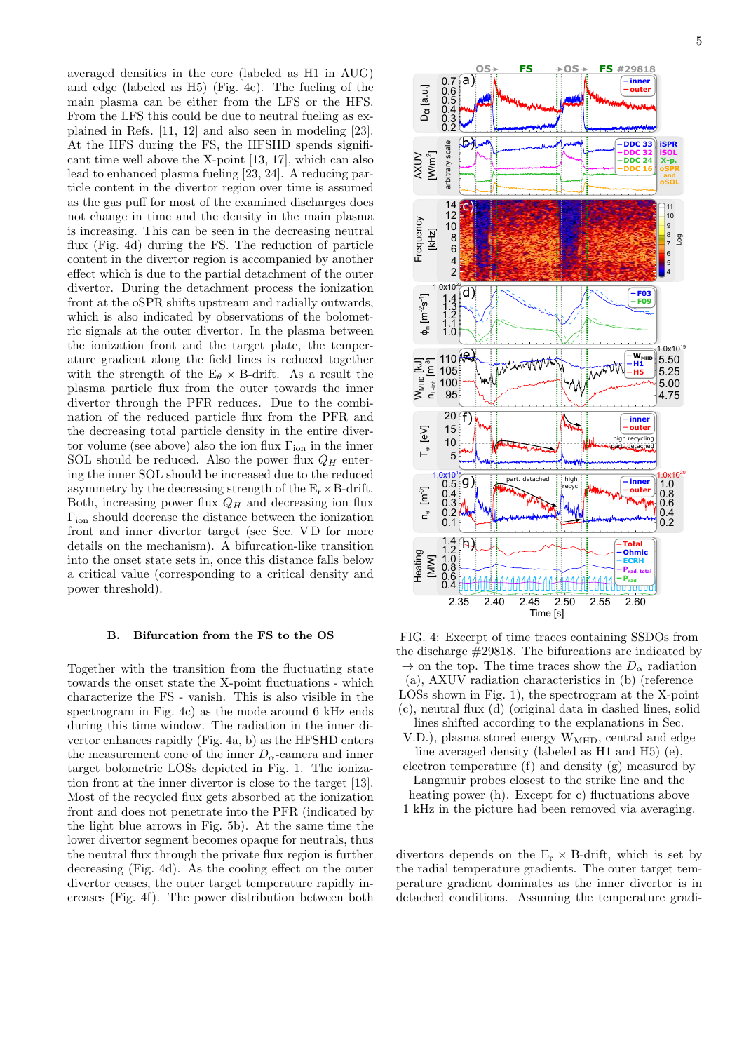averaged densities in the core (labeled as H1 in AUG) and edge (labeled as H5) (Fig. 4e). The fueling of the main plasma can be either from the LFS or the HFS. From the LFS this could be due to neutral fueling as explained in Refs. [11, 12] and also seen in modeling [23]. At the HFS during the FS, the HFSHD spends significant time well above the X-point [13, 17], which can also lead to enhanced plasma fueling [23, 24]. A reducing particle content in the divertor region over time is assumed as the gas puff for most of the examined discharges does not change in time and the density in the main plasma is increasing. This can be seen in the decreasing neutral flux (Fig. 4d) during the FS. The reduction of particle content in the divertor region is accompanied by another effect which is due to the partial detachment of the outer divertor. During the detachment process the ionization front at the oSPR shifts upstream and radially outwards, which is also indicated by observations of the bolometric signals at the outer divertor. In the plasma between the ionization front and the target plate, the temperature gradient along the field lines is reduced together with the strength of the $E_\theta \times$ B-drift. As a result the plasma particle flux from the outer towards the inner divertor through the PFR reduces. Due to the combination of the reduced particle flux from the PFR and the decreasing total particle density in the entire divertor volume (see above) also the ion flux $\Gamma_{\text{ion}}$ in the inner SOL should be reduced. Also the power flux $Q_H$ entering the inner SOL should be increased due to the reduced asymmetry by the decreasing strength of the $E_r \times$B-drift. Both, increasing power flux $Q_H$ and decreasing ion flux $\Gamma_{\text{ion}}$ should decrease the distance between the ionization front and inner divertor target (see Sec. V D for more details on the mechanism). A bifurcation-like transition into the onset state sets in, once this distance falls below a critical value (corresponding to a critical density and power threshold).

### B. Bifurcation from the FS to the OS

Together with the transition from the fluctuating state towards the onset state the X-point fluctuations - which characterize the FS - vanish. This is also visible in the spectrogram in Fig. 4c) as the mode around 6 kHz ends during this time window. The radiation in the inner divertor enhances rapidly (Fig. 4a, b) as the HFSHD enters the measurement cone of the inner $D_\alpha$-camera and inner target bolometric LOSs depicted in Fig. 1. The ionization front at the inner divertor is close to the target [13]. Most of the recycled flux gets absorbed at the ionization front and does not penetrate into the PFR (indicated by the light blue arrows in Fig. 5b). At the same time the lower divertor segment becomes opaque for neutrals, thus the neutral flux through the private flux region is further decreasing (Fig. 4d). As the cooling effect on the outer divertor ceases, the outer target temperature rapidly increases (Fig. 4f). The power distribution between both divertors depends on the $E_r \times$ B-drift, which is set by the radial temperature gradients. The outer target temperature gradient dominates as the inner divertor is in detached conditions. Assuming the temperature gradi-

FIG. 4: Excerpt of time traces containing SSDOs from the discharge #29818. The bifurcations are indicated by → on the top. The time traces show the $D_\alpha$ radiation (a), AXUV radiation characteristics in (b) (reference LOSs shown in Fig. 1), the spectrogram at the X-point (c), neutral flux (d) (original data in dashed lines, solid lines shifted according to the explanations in Sec. V.D.), plasma stored energy $W_{\text{MHD}}$, central and edge line averaged density (labeled as H1 and H5) (e), electron temperature (f) and density (g) measured by Langmuir probes closest to the strike line and the heating power (h). Except for c) fluctuations above 1 kHz in the picture had been removed via averaging.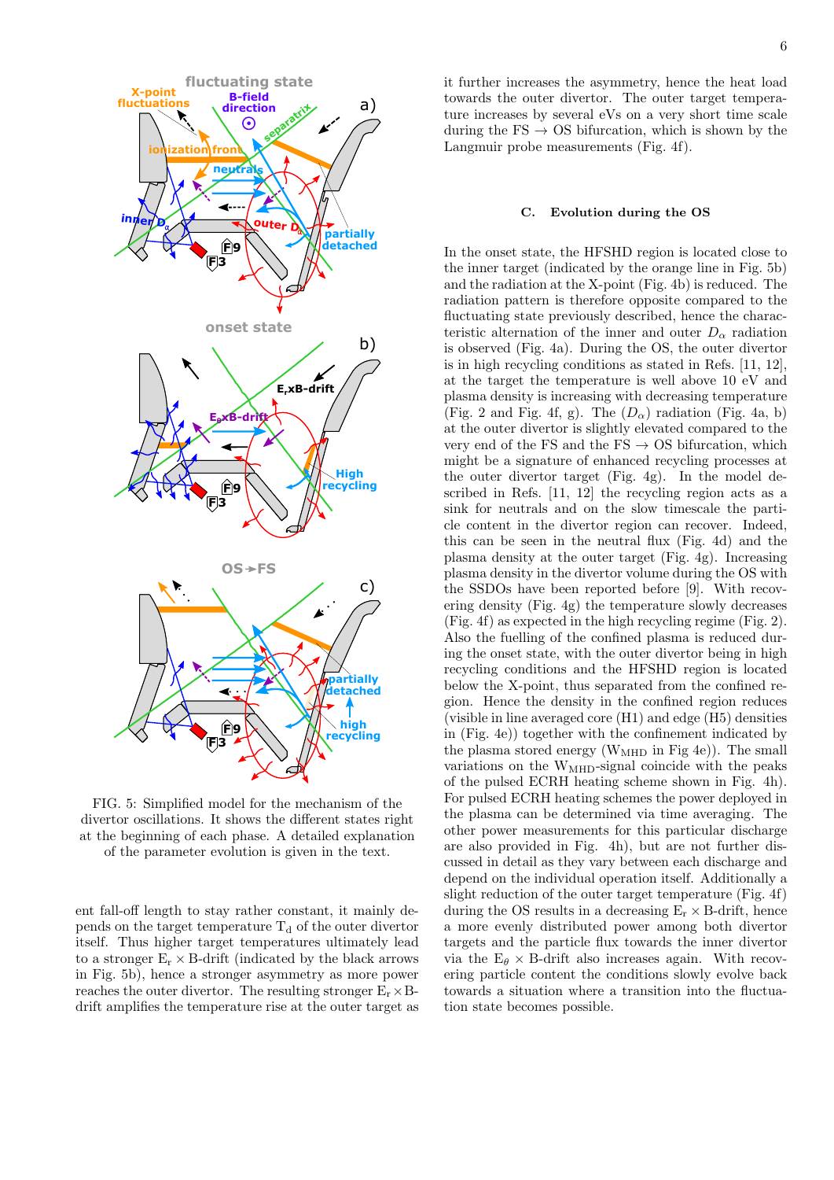FIG. 5: Simplified model for the mechanism of the divertor oscillations. It shows the different states right at the beginning of each phase. A detailed explanation of the parameter evolution is given in the text.

ent fall-off length to stay rather constant, it mainly depends on the target temperature $T_d$ of the outer divertor itself. Thus higher target temperatures ultimately lead to a stronger $E_r \times$B-drift (indicated by the black arrows in Fig. 5b), hence a stronger asymmetry as more power reaches the outer divertor. The resulting stronger $E_r \times$B-drift amplifies the temperature rise at the outer target as it further increases the asymmetry, hence the heat load towards the outer divertor. The outer target temperature increases by several eVs on a very short time scale during the FS → OS bifurcation, which is shown by the Langmuir probe measurements (Fig. 4f).

### C. Evolution during the OS

In the onset state, the HFSHD region is located close to the inner target (indicated by the orange line in Fig. 5b) and the radiation at the X-point (Fig. 4b) is reduced. The radiation pattern is therefore opposite compared to the fluctuating state previously described, hence the characteristic alternation of the inner and outer $D_\alpha$ radiation is observed (Fig. 4a). During the OS, the outer divertor is in high recycling conditions as stated in Refs. [11, 12], at the target the temperature is well above 10 eV and plasma density is increasing with decreasing temperature (Fig. 2 and Fig. 4f, g). The ($D_\alpha$) radiation (Fig. 4a, b) at the outer divertor is slightly elevated compared to the very end of the FS and the FS → OS bifurcation, which might be a signature of enhanced recycling processes at the outer divertor target (Fig. 4g). In the model described in Refs. [11, 12] the recycling region acts as a sink for neutrals and on the slow timescale the particle content in the divertor region can recover. Indeed, this can be seen in the neutral flux (Fig. 4d) and the plasma density at the outer target (Fig. 4g). Increasing plasma density in the divertor volume during the OS with the SSDOs have been reported before [9]. With recovering density (Fig. 4g) the temperature slowly decreases (Fig. 4f) as expected in the high recycling regime (Fig. 2). Also the fuelling of the confined plasma is reduced during the onset state, with the outer divertor being in high recycling conditions and the HFSHD region is located below the X-point, thus separated from the confined region. Hence the density in the confined region reduces (visible in line averaged core (H1) and edge (H5) densities in (Fig. 4e)) together with the confinement indicated by the plasma stored energy ($W_{MHD}$ in Fig 4e)). The small variations on the $W_{MHD}$-signal coincide with the peaks of the pulsed ECRH heating scheme shown in Fig. 4h). For pulsed ECRH heating schemes the power deployed in the plasma can be determined via time averaging. The other power measurements for this particular discharge are also provided in Fig. 4h), but are not further discussed in detail as they vary between each discharge and depend on the individual operation itself. Additionally a slight reduction of the outer target temperature (Fig. 4f) during the OS results in a decreasing $E_r \times$B-drift, hence a more evenly distributed power among both divertor targets and the particle flux towards the inner divertor via the $E_\theta \times$B-drift also increases again. With recovering particle content the conditions slowly evolve back towards a situation where a transition into the fluctuation state becomes possible.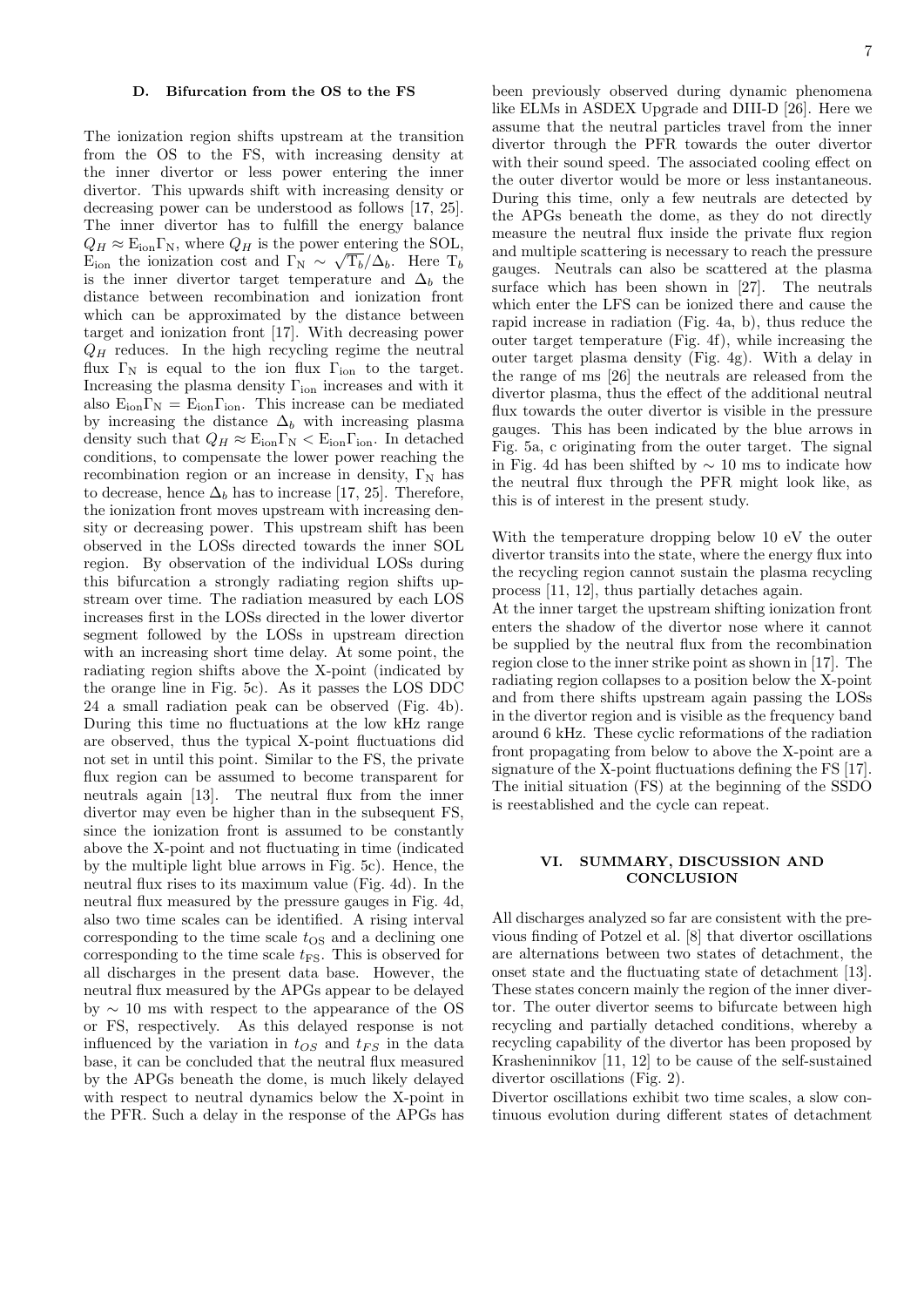### D. Bifurcation from the OS to the FS

The ionization region shifts upstream at the transition from the OS to the FS, with increasing density at the inner divertor or less power entering the inner divertor. This upwards shift with increasing density or decreasing power can be understood as follows [17, 25]. The inner divertor has to fulfill the energy balance $Q_H \approx \mathrm{E}_{\mathrm{ion}}\Gamma_{\mathrm{N}}$, where $Q_H$ is the power entering the SOL, $\mathrm{E}_{\mathrm{ion}}$ the ionization cost and $\Gamma_{\mathrm{N}} \sim \sqrt{\mathrm{T}_b}/\Delta_b$. Here $\mathrm{T}_b$ is the inner divertor target temperature and $\Delta_b$ the distance between recombination and ionization front which can be approximated by the distance between target and ionization front [17]. With decreasing power $Q_H$ reduces. In the high recycling regime the neutral flux $\Gamma_{\mathrm{N}}$ is equal to the ion flux $\Gamma_{\mathrm{ion}}$ to the target. Increasing the plasma density $\Gamma_{\mathrm{ion}}$ increases and with it also $\mathrm{E}_{\mathrm{ion}}\Gamma_{\mathrm{N}} = \mathrm{E}_{\mathrm{ion}}\Gamma_{\mathrm{ion}}$. This increase can be mediated by increasing the distance $\Delta_b$ with increasing plasma density such that $Q_H \approx \mathrm{E}_{\mathrm{ion}}\Gamma_{\mathrm{N}} < \mathrm{E}_{\mathrm{ion}}\Gamma_{\mathrm{ion}}$. In detached conditions, to compensate the lower power reaching the recombination region or an increase in density, $\Gamma_{\mathrm{N}}$ has to decrease, hence $\Delta_b$ has to increase [17, 25]. Therefore, the ionization front moves upstream with increasing density or decreasing power. This upstream shift has been observed in the LOSs directed towards the inner SOL region. By observation of the individual LOSs during this bifurcation a strongly radiating region shifts upstream over time. The radiation measured by each LOS increases first in the LOSs directed in the lower divertor segment followed by the LOSs in upstream direction with an increasing short time delay. At some point, the radiating region shifts above the X-point (indicated by the orange line in Fig. 5c). As it passes the LOS DDC 24 a small radiation peak can be observed (Fig. 4b). During this time no fluctuations at the low kHz range are observed, thus the typical X-point fluctuations did not set in until this point. Similar to the FS, the private flux region can be assumed to become transparent for neutrals again [13]. The neutral flux from the inner divertor may even be higher than in the subsequent FS, since the ionization front is assumed to be constantly above the X-point and not fluctuating in time (indicated by the multiple light blue arrows in Fig. 5c). Hence, the neutral flux rises to its maximum value (Fig. 4d). In the neutral flux measured by the pressure gauges in Fig. 4d, also two time scales can be identified. A rising interval corresponding to the time scale $t_{\mathrm{OS}}$ and a declining one corresponding to the time scale $t_{\mathrm{FS}}$. This is observed for all discharges in the present data base. However, the neutral flux measured by the APGs appear to be delayed by $\sim 10$ ms with respect to the appearance of the OS or FS, respectively. As this delayed response is not influenced by the variation in $t_{OS}$ and $t_{FS}$ in the data base, it can be concluded that the neutral flux measured by the APGs beneath the dome, is much likely delayed with respect to neutral dynamics below the X-point in the PFR. Such a delay in the response of the APGs has been previously observed during dynamic phenomena like ELMs in ASDEX Upgrade and DIII-D [26]. Here we assume that the neutral particles travel from the inner divertor through the PFR towards the outer divertor with their sound speed. The associated cooling effect on the outer divertor would be more or less instantaneous. During this time, only a few neutrals are detected by the APGs beneath the dome, as they do not directly measure the neutral flux inside the private flux region and multiple scattering is necessary to reach the pressure gauges. Neutrals can also be scattered at the plasma surface which has been shown in [27]. The neutrals which enter the LFS can be ionized there and cause the rapid increase in radiation (Fig. 4a, b), thus reduce the outer target temperature (Fig. 4f), while increasing the outer target plasma density (Fig. 4g). With a delay in the range of ms [26] the neutrals are released from the divertor plasma, thus the effect of the additional neutral flux towards the outer divertor is visible in the pressure gauges. This has been indicated by the blue arrows in Fig. 5a, c originating from the outer target. The signal in Fig. 4d has been shifted by $\sim 10$ ms to indicate how the neutral flux through the PFR might look like, as this is of interest in the present study.

With the temperature dropping below 10 eV the outer divertor transits into the state, where the energy flux into the recycling region cannot sustain the plasma recycling process [11, 12], thus partially detaches again.

At the inner target the upstream shifting ionization front enters the shadow of the divertor nose where it cannot be supplied by the neutral flux from the recombination region close to the inner strike point as shown in [17]. The radiating region collapses to a position below the X-point and from there shifts upstream again passing the LOSs in the divertor region and is visible as the frequency band around 6 kHz. These cyclic reformations of the radiation front propagating from below to above the X-point are a signature of the X-point fluctuations defining the FS [17]. The initial situation (FS) at the beginning of the SSDO is reestablished and the cycle can repeat.

## VI. SUMMARY, DISCUSSION AND CONCLUSION

All discharges analyzed so far are consistent with the previous finding of Potzel et al. [8] that divertor oscillations are alternations between two states of detachment, the onset state and the fluctuating state of detachment [13]. These states concern mainly the region of the inner divertor. The outer divertor seems to bifurcate between high recycling and partially detached conditions, whereby a recycling capability of the divertor has been proposed by Krasheninnikov [11, 12] to be cause of the self-sustained divertor oscillations (Fig. 2).

Divertor oscillations exhibit two time scales, a slow continuous evolution during different states of detachment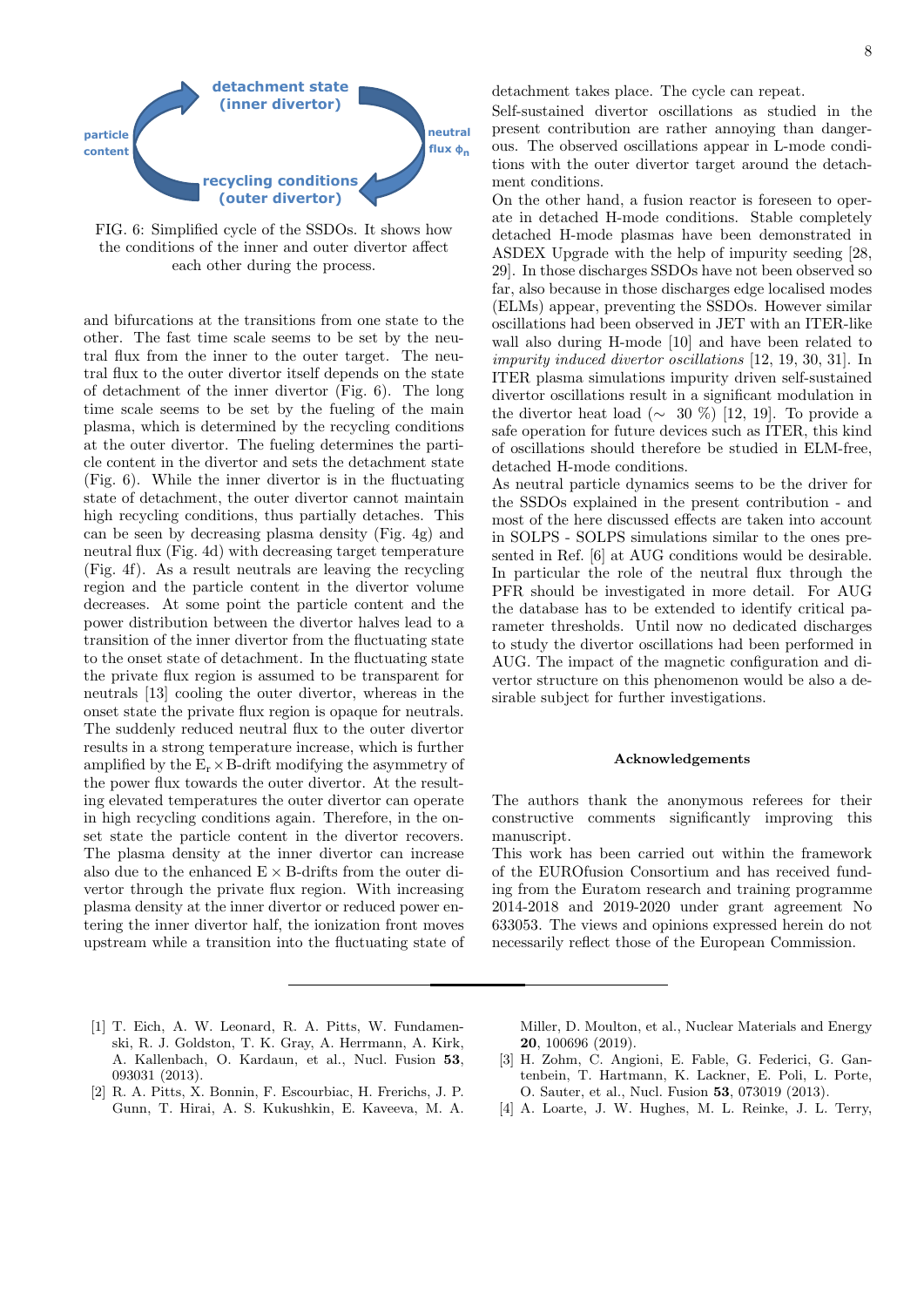detachment state (inner divertor)

particle content

neutral flux $\phi_n$

recycling conditions (outer divertor)

FIG. 6: Simplified cycle of the SSDOs. It shows how the conditions of the inner and outer divertor affect each other during the process.

and bifurcations at the transitions from one state to the other. The fast time scale seems to be set by the neutral flux from the inner to the outer target. The neutral flux to the outer divertor itself depends on the state of detachment of the inner divertor (Fig. 6). The long time scale seems to be set by the fueling of the main plasma, which is determined by the recycling conditions at the outer divertor. The fueling determines the particle content in the divertor and sets the detachment state (Fig. 6). While the inner divertor is in the fluctuating state of detachment, the outer divertor cannot maintain high recycling conditions, thus partially detaches. This can be seen by decreasing plasma density (Fig. 4g) and neutral flux (Fig. 4d) with decreasing target temperature (Fig. 4f). As a result neutrals are leaving the recycling region and the particle content in the divertor volume decreases. At some point the particle content and the power distribution between the divertor halves lead to a transition of the inner divertor from the fluctuating state to the onset state of detachment. In the fluctuating state the private flux region is assumed to be transparent for neutrals [13] cooling the outer divertor, whereas in the onset state the private flux region is opaque for neutrals. The suddenly reduced neutral flux to the outer divertor results in a strong temperature increase, which is further amplified by the $E_r \times B$-drift modifying the asymmetry of the power flux towards the outer divertor. At the resulting elevated temperatures the outer divertor can operate in high recycling conditions again. Therefore, in the onset state the particle content in the divertor recovers. The plasma density at the inner divertor can increase also due to the enhanced $E \times B$-drifts from the outer divertor through the private flux region. With increasing plasma density at the inner divertor or reduced power entering the inner divertor half, the ionization front moves upstream while a transition into the fluctuating state of detachment takes place. The cycle can repeat.

Self-sustained divertor oscillations as studied in the present contribution are rather annoying than dangerous. The observed oscillations appear in L-mode conditions with the outer divertor target around the detachment conditions.

On the other hand, a fusion reactor is foreseen to operate in detached H-mode conditions. Stable completely detached H-mode plasmas have been demonstrated in ASDEX Upgrade with the help of impurity seeding [28, 29]. In those discharges SSDOs have not been observed so far, also because in those discharges edge localised modes (ELMs) appear, preventing the SSDOs. However similar oscillations had been observed in JET with an ITER-like wall also during H-mode [10] and have been related to *impurity induced divertor oscillations* [12, 19, 30, 31]. In ITER plasma simulations impurity driven self-sustained divertor oscillations result in a significant modulation in the divertor heat load (∼ 30 %) [12, 19]. To provide a safe operation for future devices such as ITER, this kind of oscillations should therefore be studied in ELM-free, detached H-mode conditions.

As neutral particle dynamics seems to be the driver for the SSDOs explained in the present contribution - and most of the here discussed effects are taken into account in SOLPS - SOLPS simulations similar to the ones presented in Ref. [6] at AUG conditions would be desirable. In particular the role of the neutral flux through the PFR should be investigated in more detail. For AUG the database has to be extended to identify critical parameter thresholds. Until now no dedicated discharges to study the divertor oscillations had been performed in AUG. The impact of the magnetic configuration and divertor structure on this phenomenon would be also a desirable subject for further investigations.

**Acknowledgements**

The authors thank the anonymous referees for their constructive comments significantly improving this manuscript.

This work has been carried out within the framework of the EUROfusion Consortium and has received funding from the Euratom research and training programme 2014-2018 and 2019-2020 under grant agreement No 633053. The views and opinions expressed herein do not necessarily reflect those of the European Commission.

---

[1] T. Eich, A. W. Leonard, R. A. Pitts, W. Fundamenski, R. J. Goldston, T. K. Gray, A. Herrmann, A. Kirk, A. Kallenbach, O. Kardaun, et al., Nucl. Fusion **53**, 093031 (2013).

[2] R. A. Pitts, X. Bonnin, F. Escourbiac, H. Frerichs, J. P. Gunn, T. Hirai, A. S. Kukushkin, E. Kaveeva, M. A. Miller, D. Moulton, et al., Nuclear Materials and Energy **20**, 100696 (2019).

[3] H. Zohm, C. Angioni, E. Fable, G. Federici, G. Gantenbein, T. Hartmann, K. Lackner, E. Poli, L. Porte, O. Sauter, et al., Nucl. Fusion **53**, 073019 (2013).

[4] A. Loarte, J. W. Hughes, M. L. Reinke, J. L. Terry,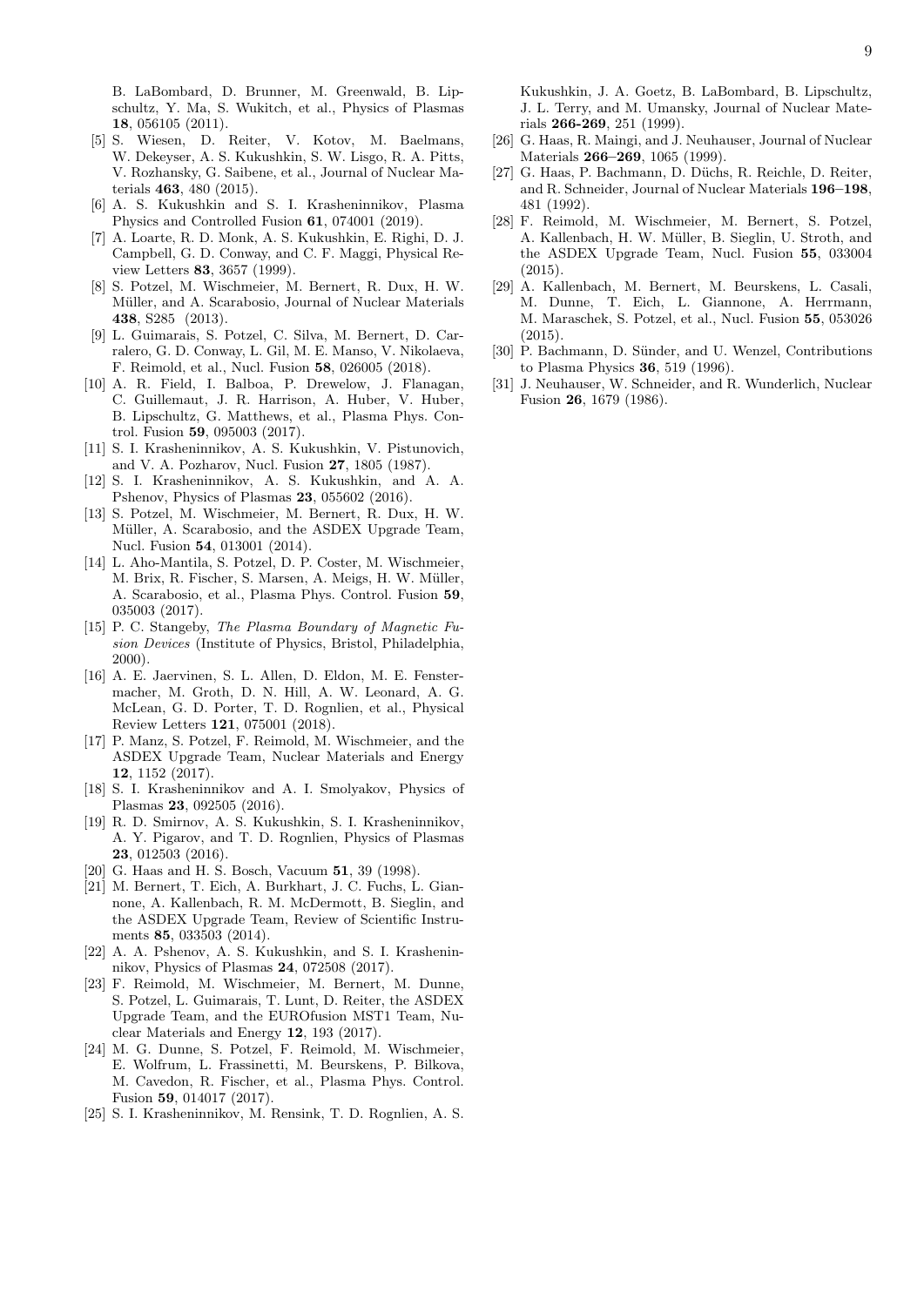B. LaBombard, D. Brunner, M. Greenwald, B. Lipschultz, Y. Ma, S. Wukitch, et al., Physics of Plasmas **18**, 056105 (2011).

[5] S. Wiesen, D. Reiter, V. Kotov, M. Baelmans, W. Dekeyser, A. S. Kukushkin, S. W. Lisgo, R. A. Pitts, V. Rozhansky, G. Saibene, et al., Journal of Nuclear Materials **463**, 480 (2015).

[6] A. S. Kukushkin and S. I. Krasheninnikov, Plasma Physics and Controlled Fusion **61**, 074001 (2019).

[7] A. Loarte, R. D. Monk, A. S. Kukushkin, E. Righi, D. J. Campbell, G. D. Conway, and C. F. Maggi, Physical Review Letters **83**, 3657 (1999).

[8] S. Potzel, M. Wischmeier, M. Bernert, R. Dux, H. W. Müller, and A. Scarabosio, Journal of Nuclear Materials **438**, S285 (2013).

[9] L. Guimarais, S. Potzel, C. Silva, M. Bernert, D. Carralero, G. D. Conway, L. Gil, M. E. Manso, V. Nikolaeva, F. Reimold, et al., Nucl. Fusion **58**, 026005 (2018).

[10] A. R. Field, I. Balboa, P. Drewelow, J. Flanagan, C. Guillemaut, J. R. Harrison, A. Huber, V. Huber, B. Lipschultz, G. Matthews, et al., Plasma Phys. Control. Fusion **59**, 095003 (2017).

[11] S. I. Krasheninnikov, A. S. Kukushkin, V. Pistunovich, and V. A. Pozharov, Nucl. Fusion **27**, 1805 (1987).

[12] S. I. Krasheninnikov, A. S. Kukushkin, and A. A. Pshenov, Physics of Plasmas **23**, 055602 (2016).

[13] S. Potzel, M. Wischmeier, M. Bernert, R. Dux, H. W. Müller, A. Scarabosio, and the ASDEX Upgrade Team, Nucl. Fusion **54**, 013001 (2014).

[14] L. Aho-Mantila, S. Potzel, D. P. Coster, M. Wischmeier, M. Brix, R. Fischer, S. Marsen, A. Meigs, H. W. Müller, A. Scarabosio, et al., Plasma Phys. Control. Fusion **59**, 035003 (2017).

[15] P. C. Stangeby, *The Plasma Boundary of Magnetic Fusion Devices* (Institute of Physics, Bristol, Philadelphia, 2000).

[16] A. E. Jaervinen, S. L. Allen, D. Eldon, M. E. Fenstermacher, M. Groth, D. N. Hill, A. W. Leonard, A. G. McLean, G. D. Porter, T. D. Rognlien, et al., Physical Review Letters **121**, 075001 (2018).

[17] P. Manz, S. Potzel, F. Reimold, M. Wischmeier, and the ASDEX Upgrade Team, Nuclear Materials and Energy **12**, 1152 (2017).

[18] S. I. Krasheninnikov and A. I. Smolyakov, Physics of Plasmas **23**, 092505 (2016).

[19] R. D. Smirnov, A. S. Kukushkin, S. I. Krasheninnikov, A. Y. Pigarov, and T. D. Rognlien, Physics of Plasmas **23**, 012503 (2016).

[20] G. Haas and H. S. Bosch, Vacuum **51**, 39 (1998).

[21] M. Bernert, T. Eich, A. Burkhart, J. C. Fuchs, L. Giannone, A. Kallenbach, R. M. McDermott, B. Sieglin, and the ASDEX Upgrade Team, Review of Scientific Instruments **85**, 033503 (2014).

[22] A. A. Pshenov, A. S. Kukushkin, and S. I. Krasheninnikov, Physics of Plasmas **24**, 072508 (2017).

[23] F. Reimold, M. Wischmeier, M. Bernert, M. Dunne, S. Potzel, L. Guimarais, T. Lunt, D. Reiter, the ASDEX Upgrade Team, and the EUROfusion MST1 Team, Nuclear Materials and Energy **12**, 193 (2017).

[24] M. G. Dunne, S. Potzel, F. Reimold, M. Wischmeier, E. Wolfrum, L. Frassinetti, M. Beurskens, P. Bilkova, M. Cavedon, R. Fischer, et al., Plasma Phys. Control. Fusion **59**, 014017 (2017).

[25] S. I. Krasheninnikov, M. Rensink, T. D. Rognlien, A. S. Kukushkin, J. A. Goetz, B. LaBombard, B. Lipschultz, J. L. Terry, and M. Umansky, Journal of Nuclear Materials **266-269**, 251 (1999).

[26] G. Haas, R. Maingi, and J. Neuhauser, Journal of Nuclear Materials **266–269**, 1065 (1999).

[27] G. Haas, P. Bachmann, D. Düchs, R. Reichle, D. Reiter, and R. Schneider, Journal of Nuclear Materials **196–198**, 481 (1992).

[28] F. Reimold, M. Wischmeier, M. Bernert, S. Potzel, A. Kallenbach, H. W. Müller, B. Sieglin, U. Stroth, and the ASDEX Upgrade Team, Nucl. Fusion **55**, 033004 (2015).

[29] A. Kallenbach, M. Bernert, M. Beurskens, L. Casali, M. Dunne, T. Eich, L. Giannone, A. Herrmann, M. Maraschek, S. Potzel, et al., Nucl. Fusion **55**, 053026 (2015).

[30] P. Bachmann, D. Sünder, and U. Wenzel, Contributions to Plasma Physics **36**, 519 (1996).

[31] J. Neuhauser, W. Schneider, and R. Wunderlich, Nuclear Fusion **26**, 1679 (1986).